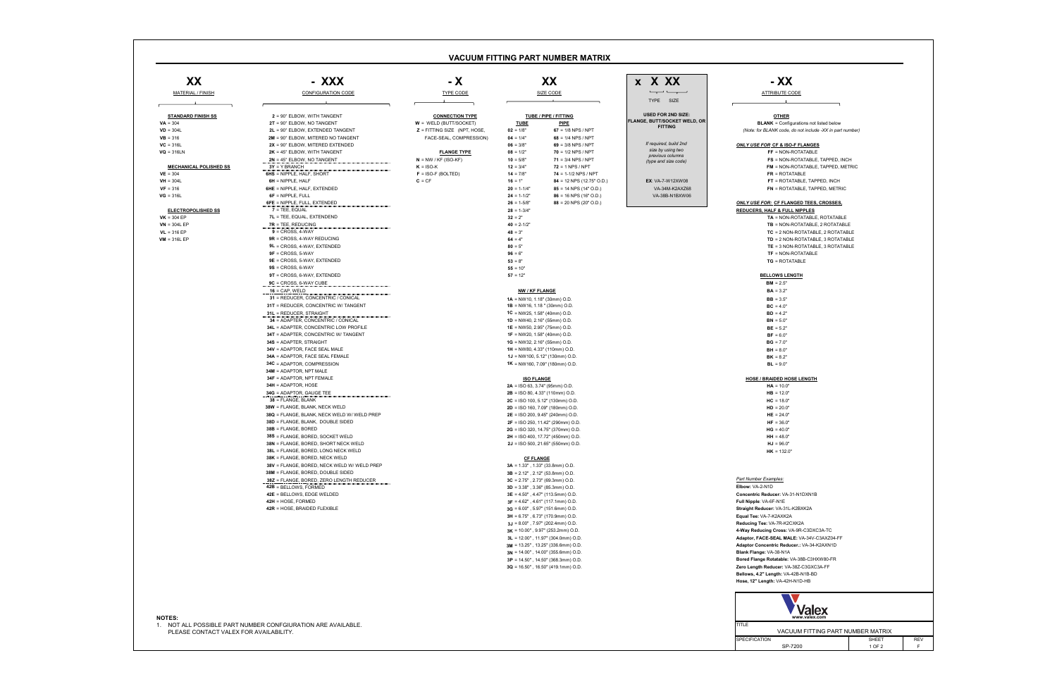# VACUUM FITTING PART NUMBER MATRIX

## XX — MATERIAL / FINISH

**STANDARD FINISH SS**
- **VA** = 304
- **VD** = 304L
- **VB** = 316
- **VC** = 316L
- **VQ** = 316LN

**MECHANICAL POLISHED SS**
- **VE** = 304
- **VH** = 304L
- **VF** = 316
- **VG** = 316L

**ELECTROPOLISHED SS**
- **VK** = 304 EP
- **VN** = 304L EP
- **VL** = 316 EP
- **VM** = 316L EP

## - XXX — CONFIGURATION CODE

- **2** = 90° ELBOW, WITH TANGENT
- **2T** = 90° ELBOW, NO TANGENT
- **2L** = 90° ELBOW, EXTENDED TANGENT
- **2M** = 90° ELBOW, MITERED NO TANGENT
- **2X** = 90° ELBOW, MITERED EXTENDED
- **2K** = 45° ELBOW, WITH TANGENT
- **2N** = 45° ELBOW, NO TANGENT
- **3Y** = Y BRANCH
- **6HS** = NIPPLE, HALF, SHORT
- **6H** = NIPPLE, HALF
- **6HE** = NIPPLE, HALF, EXTENDED
- **6F** = NIPPLE, FULL
- **6FE** = NIPPLE, FULL, EXTENDED
- **7** = TEE, EQUAL
- **7L** = TEE, EQUAL, EXTENDEND
- **7R** = TEE, REDUCING
- **9** = CROSS, 4-WAY
- **9R** = CROSS, 4-WAY REDUCING
- **9L** = CROSS, 4-WAY, EXTENDED
- **9F** = CROSS, 5-WAY
- **9E** = CROSS, 5-WAY, EXTENDED
- **9S** = CROSS, 6-WAY
- **9T** = CROSS, 6-WAY, EXTENDED
- **9C** = CROSS, 6-WAY CUBE
- **16** = CAP, WELD
- **31** = REDUCER, CONCENTRIC / CONICAL
- **31T** = REDUCER, CONCENTRIC W/ TANGENT
- **31L** = REDUCER, STRAIGHT
- **34** = ADAPTER, CONCENTRIC / CONICAL
- **34L** = ADAPTER, CONCENTRIC LOW PROFILE
- **34T** = ADAPTER, CONCENTRIC W/ TANGENT
- **34S** = ADAPTER, STRAIGHT
- **34V** = ADAPTOR, FACE SEAL MALE
- **34A** = ADAPTOR, FACE SEAL FEMALE
- **34C** = ADAPTOR, COMPRESSION
- **34M** = ADAPTOR, NPT MALE
- **34F** = ADAPTOR, NPT FEMALE
- **34H** = ADAPTOR, HOSE
- **34G** = ADAPTOR, GAUGE TEE
- **38** = FLANGE, BLANK
- **38W** = FLANGE, BLANK, NECK WELD
- **38Q** = FLANGE, BLANK, NECK WELD W/ WELD PREP
- **38D** = FLANGE, BLANK, DOUBLE SIDED
- **38B** = FLANGE, BORED
- **38S** = FLANGE, BORED, SOCKET WELD
- **38N** = FLANGE, BORED, SHORT NECK WELD
- **38L** = FLANGE, BORED, LONG NECK WELD
- **38K** = FLANGE, BORED, NECK WELD
- **38V** = FLANGE, BORED, NECK WELD W/ WELD PREP
- **38M** = FLANGE, BORED, DOUBLE SIDED
- **38Z** = FLANGE, BORED, ZERO LENGTH REDUCER
- **42B** = BELLOWS, FORMED
- **42E** = BELLOWS, EDGE WELDED
- **42H** = HOSE, FORMED
- **42R** = HOSE, BRAIDED FLEXIBLE

## - X — TYPE CODE

**CONNECTION TYPE**
- **W** = WELD (BUTT/SOCKET)
- **Z** = FITTING SIZE (NPT, HOSE, FACE-SEAL, COMPRESSION)

**FLANGE TYPE**
- **N** = NW / KF (ISO-KF)
- **K** = ISO-K
- **F** = ISO-F (BOLTED)
- **C** = CF

## XX — SIZE CODE

**TUBE / PIPE / FITTING**

| TUBE | PIPE |
|---|---|
| **02** = 1/8" | **67** = 1/8 NPS / NPT |
| **04** = 1/4" | **68** = 1/4 NPS / NPT |
| **06** = 3/8" | **69** = 3/8 NPS / NPT |
| **08** = 1/2" | **70** = 1/2 NPS / NPT |
| **10** = 5/8" | **71** = 3/4 NPS / NPT |
| **12** = 3/4" | **72** = 1 NPS / NPT |
| **14** = 7/8" | **74** = 1-1/2 NPS / NPT |
| **16** = 1" | **84** = 12 NPS (12.75" O.D.) |
| **20** = 1-1/4" | **85** = 14 NPS (14" O.D.) |
| **24** = 1-1/2" | **86** = 16 NPS (16" O.D.) |
| **26** = 1-5/8" | **88** = 20 NPS (20" O.D.) |
| **28** = 1-3/4" | |
| **32** = 2" | |
| **40** = 2-1/2" | |
| **48** = 3" | |
| **64** = 4" | |
| **80** = 5" | |
| **96** = 6" | |
| **53** = 8" | |
| **55** = 10" | |
| **57** = 12" | |

**NW / KF FLANGE**
- **1A** = NW10, 1.18" (30mm) O.D.
- **1B** = NW16, 1.18 " (30mm) O.D.
- **1C** = NW25, 1.58" (40mm) O.D.
- **1D** = NW40, 2.16" (55mm) O.D.
- **1E** = NW50, 2.95" (75mm) O.D.
- **1F** = NW20, 1.58" (40mm) O.D.
- **1G** = NW32, 2.16" (55mm) O.D.
- **1H** = NW80, 4.33" (110mm) O.D.
- **1J** = NW100, 5.12" (130mm) O.D.
- **1K** = NW160, 7.09" (180mm) O.D.

**ISO FLANGE**
- **2A** = ISO 63, 3.74" (95mm) O.D.
- **2B** = ISO 80, 4.33" (110mm) O.D.
- **2C** = ISO 100, 5.12" (130mm) O.D.
- **2D** = ISO 160, 7.09" (180mm) O.D.
- **2E** = ISO 200, 9.45" (240mm) O.D.
- **2F** = ISO 250, 11.42" (290mm) O.D.
- **2G** = ISO 320, 14.75" (370mm) O.D.
- **2H** = ISO 400, 17.72" (450mm) O.D.
- **2J** = ISO 500, 21.65" (550mm) O.D.

**CF FLANGE**
- **3A** = 1.33" , 1.33" (33.8mm) O.D.
- **3B** = 2.12" , 2.12" (53.8mm) O.D.
- **3C** = 2.75" , 2.73" (69.3mm) O.D.
- **3D** = 3.38" , 3.36" (85.3mm) O.D.
- **3E** = 4.50" , 4.47" (113.5mm) O.D.
- **3F** = 4.62" , 4.61" (117.1mm) O.D.
- **3G** = 6.00" , 5.97" (151.6mm) O.D.
- **3H** = 6.75" , 6.73" (170.9mm) O.D.
- **3J** = 8.00" , 7.97" (202.4mm) O.D.
- **3K** = 10.00" , 9.97" (253.2mm) O.D.
- **3L** = 12.00" , 11.97" (304.0mm) O.D.
- **3M** = 13.25" , 13.25" (336.6mm) O.D.
- **3N** = 14.00" , 14.00" (355.6mm) O.D.
- **3P** = 14.50" , 14.50" (368.3mm) O.D.
- **3Q** = 16.50" , 16.50" (419.1mm) O.D.

## x X XX — TYPE SIZE

**USED FOR 2ND SIZE: FLANGE, BUTT/SOCKET WELD, OR FITTING**

*If required, build 2nd size by using two previous columns (type and size code)*

**EX**: VA-7-W12XW08
VA-34M-K2AXZ68
VA-38B-N1BXW08

## - XX — ATTRIBUTE CODE

**OTHER**
- **BLANK** = Configurations not listed below

*(Note: for BLANK code, do not include -XX in part number)*

***ONLY USE FOR* CF & ISO-F FLANGES**
- **FF** = NON-ROTATABLE
- **FS** = NON-ROTATABLE, TAPPED, INCH
- **FM** = NON-ROTATABLE, TAPPED, METRIC
- **FR** = ROTATABLE
- **FT** = ROTATABLE, TAPPED, INCH
- **FN** = ROTATABLE, TAPPED, METRIC

***ONLY USE FOR:* CF FLANGED TEES, CROSSES, REDUCERS, HALF & FULL NIPPLES**
- **TA** = NON-ROTATABLE, ROTATABLE
- **TB** = NON-ROTATABLE, 2 ROTATABLE
- **TC** = 2 NON-ROTATABLE, 2 ROTATABLE
- **TD** = 2 NON-ROTATABLE, 3 ROTATABLE
- **TE** = 3 NON-ROTATABLE, 3 ROTATABLE
- **TF** = NON-ROTATABLE
- **TG** = ROTATABLE

**BELLOWS LENGTH**
- **BM** = 2.5"
- **BA** = 3.2"
- **BB** = 3.5"
- **BC** = 4.0"
- **BD** = 4.2"
- **BN** = 5.0"
- **BE** = 5.2"
- **BF** = 6.0"
- **BG** = 7.0"
- **BH** = 8.0"
- **BK** = 8.2"
- **BL** = 9.0"

**HOSE / BRAIDED HOSE LENGTH**
- **HA** = 10.0"
- **HB** = 12.0"
- **HC** = 18.0"
- **HD** = 20.0"
- **HE** = 24.0"
- **HF** = 36.0"
- **HG** = 40.0"
- **HH** = 48.0"
- **HJ** = 96.0"
- **HK** = 132.0"

*Part Number Examples:*
- **Elbow:** VA-2-N1D
- **Concentric Reducer:** VA-31-N1DXN1B
- **Full Nipple:** VA-6F-N1E
- **Straight Reducer:** VA-31L-K2BXK2A
- **Equal Tee:** VA-7-K2AXK2A
- **Reducing Tee:** VA-7R-K2CXK2A
- **4-Way Reducing Cross:** VA-9R-C3DXC3A-TC
- **Adaptor, FACE-SEAL MALE:** VA-34V-C3AXZ04-FF
- **Adaptor Concentric Reducer.:** VA-34-K2AXN1D
- **Blank Flange:** VA-38-N1A
- **Bored Flange Rotatable:** VA-38B-C3HXW80-FR
- **Zero Length Reducer:** VA-38Z-C3GXC3A-FF
- **Bellows, 4.2" Length:** VA-42B-N1B-BD
- **Hose, 12" Length:** VA-42H-N1D-HB

**NOTES:**
1. NOT ALL POSSIBLE PART NUMBER CONFGIURATION ARE AVAILABLE. PLEASE CONTACT VALEX FOR AVAILABILITY.

Valex
www.valex.com

| TITLE | | |
|---|---|---|
| VACUUM FITTING PART NUMBER MATRIX | | |
| SPECIFICATION | SHEET | REV |
| SP-7200 | 1 OF 2 | F |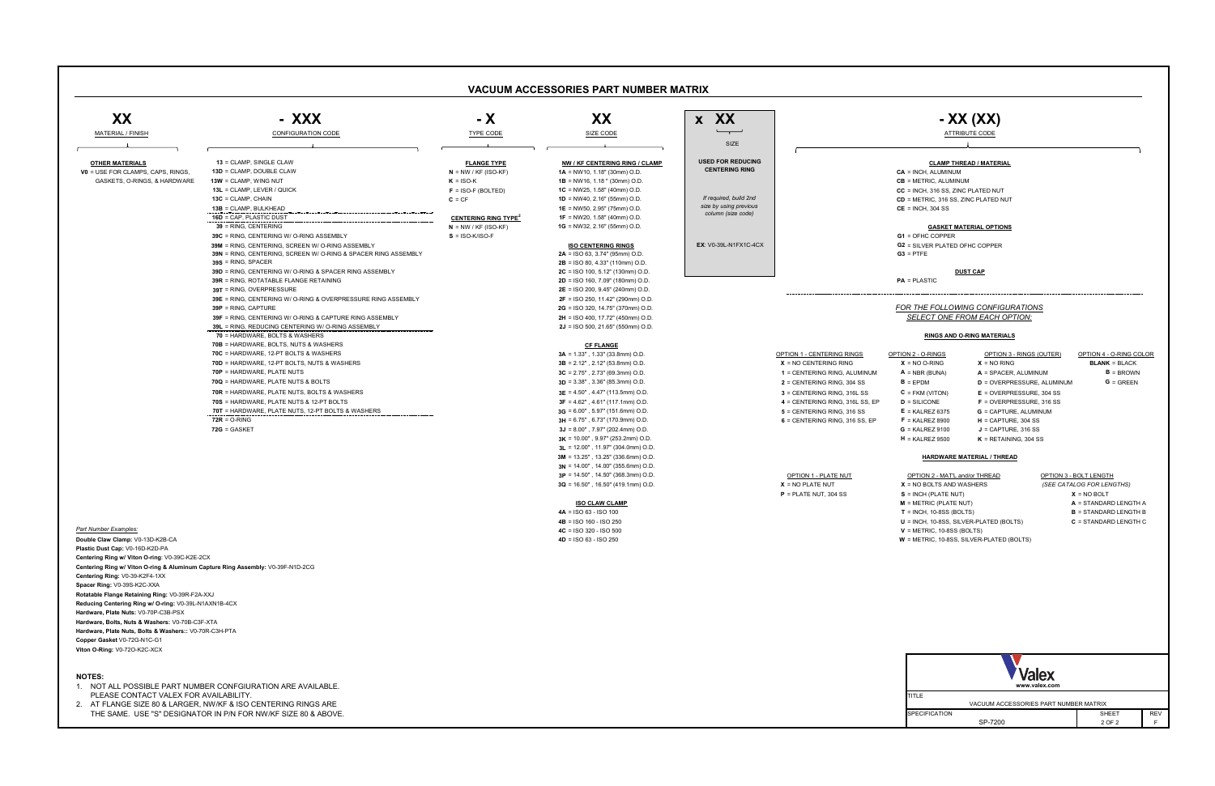# VACUUM ACCESSORIES PART NUMBER MATRIX

**XX** - **XXX** - **X** **XX** x **XX** - **XX (XX)**

MATERIAL / FINISH — CONFIGURATION CODE — TYPE CODE — SIZE CODE — SIZE — ATTRIBUTE CODE

## MATERIAL / FINISH

**OTHER MATERIALS**

**V0** = USE FOR CLAMPS, CAPS, RINGS, GASKETS, O-RINGS, & HARDWARE

## CONFIGURATION CODE

- **13** = CLAMP, SINGLE CLAW
- **13D** = CLAMP, DOUBLE CLAW
- **13W** = CLAMP, WING NUT
- **13L** = CLAMP, LEVER / QUICK
- **13C** = CLAMP, CHAIN
- **13B** = CLAMP, BULKHEAD
- **16D** = CAP, PLASTIC DUST
- **39** = RING, CENTERING
- **39C** = RING, CENTERING W/ O-RING ASSEMBLY
- **39M** = RING, CENTERING, SCREEN W/ O-RING ASSEMBLY
- **39N** = RING, CENTERING, SCREEN W/ O-RING & SPACER RING ASSEMBLY
- **39S** = RING, SPACER
- **39D** = RING, CENTERING W/ O-RING & SPACER RING ASSEMBLY
- **39R** = RING, ROTATABLE FLANGE RETAINING
- **39T** = RING, OVERPRESSURE
- **39E** = RING, CENTERING W/ O-RING & OVERPRESSURE RING ASSEMBLY
- **39P** = RING, CAPTURE
- **39F** = RING, CENTERING W/ O-RING & CAPTURE RING ASSEMBLY
- **39L** = RING, REDUCING CENTERING W/ O-RING ASSEMBLY
- **70** = HARDWARE, BOLTS & WASHERS
- **70B** = HARDWARE, BOLTS, NUTS & WASHERS
- **70C** = HARDWARE, 12-PT BOLTS & WASHERS
- **70D** = HARDWARE, 12-PT BOLTS, NUTS & WASHERS
- **70P** = HARDWARE, PLATE NUTS
- **70Q** = HARDWARE, PLATE NUTS & BOLTS
- **70R** = HARDWARE, PLATE NUTS, BOLTS & WASHERS
- **70S** = HARDWARE, PLATE NUTS & 12-PT BOLTS
- **70T** = HARDWARE, PLATE NUTS, 12-PT BOLTS & WASHERS
- **72R** = O-RING
- **72G** = GASKET

## TYPE CODE

**FLANGE TYPE**

- **N** = NW / KF (ISO-KF)
- **K** = ISO-K
- **F** = ISO-F (BOLTED)
- **C** = CF

**CENTERING RING TYPE[2]**

- **N** = NW / KF (ISO-KF)
- **S** = ISO-K/ISO-F

## SIZE CODE

**NW / KF CENTERING RING / CLAMP**

- **1A** = NW10, 1.18" (30mm) O.D.
- **1B** = NW16, 1.18 " (30mm) O.D.
- **1C** = NW25, 1.58" (40mm) O.D.
- **1D** = NW40, 2.16" (55mm) O.D.
- **1E** = NW50, 2.95" (75mm) O.D.
- **1F** = NW20, 1.58" (40mm) O.D.
- **1G** = NW32, 2.16" (55mm) O.D.

**ISO CENTERING RINGS**

- **2A** = ISO 63, 3.74" (95mm) O.D.
- **2B** = ISO 80, 4.33" (110mm) O.D.
- **2C** = ISO 100, 5.12" (130mm) O.D.
- **2D** = ISO 160, 7.09" (180mm) O.D.
- **2E** = ISO 200, 9.45" (240mm) O.D.
- **2F** = ISO 250, 11.42" (290mm) O.D.
- **2G** = ISO 320, 14.75" (370mm) O.D.
- **2H** = ISO 400, 17.72" (450mm) O.D.
- **2J** = ISO 500, 21.65" (550mm) O.D.

**CF FLANGE**

- **3A** = 1.33" , 1.33" (33.8mm) O.D.
- **3B** = 2.12" , 2.12" (53.8mm) O.D.
- **3C** = 2.75" , 2.73" (69.3mm) O.D.
- **3D** = 3.38" , 3.36" (85.3mm) O.D.
- **3E** = 4.50" , 4.47" (113.5mm) O.D.
- **3F** = 4.62" , 4.61" (117.1mm) O.D.
- **3G** = 6.00" , 5.97" (151.6mm) O.D.
- **3H** = 6.75" , 6.73" (170.9mm) O.D.
- **3J** = 8.00" , 7.97" (202.4mm) O.D.
- **3K** = 10.00" , 9.97" (253.2mm) O.D.
- **3L** = 12.00" , 11.97" (304.0mm) O.D.
- **3M** = 13.25" , 13.25" (336.6mm) O.D.
- **3N** = 14.00" , 14.00" (355.6mm) O.D.
- **3P** = 14.50" , 14.50" (368.3mm) O.D.
- **3Q** = 16.50" , 16.50" (419.1mm) O.D.

**ISO CLAW CLAMP**

- **4A** = ISO 63 - ISO 100
- **4B** = ISO 160 - ISO 250
- **4C** = ISO 320 - ISO 500
- **4D** = ISO 63 - ISO 250

## SIZE

**USED FOR REDUCING CENTERING RING**

*If required, build 2nd size by using previous column (size code)*

**EX**: V0-39L-N1FX1C-4CX

## ATTRIBUTE CODE

**CLAMP THREAD / MATERIAL**

- **CA** = INCH, ALUMINUM
- **CB** = METRIC, ALUMINUM
- **CC** = INCH, 316 SS, ZINC PLATED NUT
- **CD** = METRIC, 316 SS, ZINC PLATED NUT
- **CE** = INCH, 304 SS

**GASKET MATERIAL OPTIONS**

- **G1** = OFHC COPPER
- **G2** = SILVER PLATED OFHC COPPER
- **G3** = PTFE

**DUST CAP**

- **PA** = PLASTIC

*FOR THE FOLLOWING CONFIGURATIONS SELECT ONE FROM EACH OPTION:*

**RINGS AND O-RING MATERIALS**

| OPTION 1 - CENTERING RINGS | OPTION 2 - O-RINGS | OPTION 3 - RINGS (OUTER) | OPTION 4 - O-RING COLOR |
|---|---|---|---|
| **X** = NO CENTERING RING | **X** = NO O-RING | **X** = NO RING | **BLANK** = BLACK |
| **1** = CENTERING RING, ALUMINUM | **A** = NBR (BUNA) | **A** = SPACER, ALUMINUM | **B** = BROWN |
| **2** = CENTERING RING, 304 SS | **B** = EPDM | **D** = OVERPRESSURE, ALUMINUM | **G** = GREEN |
| **3** = CENTERING RING, 316L SS | **C** = FKM (VITON) | **E** = OVERPRESSURE, 304 SS | |
| **4** = CENTERING RING, 316L SS, EP | **D** = SILICONE | **F** = OVERPRESSURE, 316 SS | |
| **5** = CENTERING RING, 316 SS | **E** = KALREZ 6375 | **G** = CAPTURE, ALUMINUM | |
| **6** = CENTERING RING, 316 SS, EP | **F** = KALREZ 8900 | **H** = CAPTURE, 304 SS | |
| | **G** = KALREZ 9100 | **J** = CAPTURE, 316 SS | |
| | **H** = KALREZ 9500 | **K** = RETAINING, 304 SS | |

**HARDWARE MATERIAL / THREAD**

| OPTION 1 - PLATE NUT | OPTION 2 - MAT'L and/or THREAD | OPTION 3 - BOLT LENGTH |
|---|---|---|
| **X** = NO PLATE NUT | **X** = NO BOLTS AND WASHERS | *(SEE CATALOG FOR LENGTHS)* |
| **P** = PLATE NUT, 304 SS | **S** = INCH (PLATE NUT) | **X** = NO BOLT |
| | **M** = METRIC (PLATE NUT) | **A** = STANDARD LENGTH A |
| | **T** = INCH, 10-8SS (BOLTS) | **B** = STANDARD LENGTH B |
| | **U** = INCH, 10-8SS, SILVER-PLATED (BOLTS) | **C** = STANDARD LENGTH C |
| | **V** = METRIC, 10-8SS (BOLTS) | |
| | **W** = METRIC, 10-8SS, SILVER-PLATED (BOLTS) | |

*Part Number Examples:*

**Double Claw Clamp:** V0-13D-K2B-CA
**Plastic Dust Cap:** V0-16D-K2D-PA
**Centering Ring w/ Viton O-ring**: V0-39C-K2E-2CX
**Centering Ring w/ Viton O-ring & Aluminum Capture Ring Assembly:** V0-39F-N1D-2CG
**Centering Ring:** V0-39-K2F4-1XX
**Spacer Ring:** V0-39S-K2C-XXA
**Rotatable Flange Retaining Ring:** V0-39R-F2A-XXJ
**Reducing Centering Ring w/ O-ring:** V0-39L-N1AXN1B-4CX
**Hardware, Plate Nuts:** V0-70P-C3B-PSX
**Hardware, Bolts, Nuts & Washers:** V0-70B-C3F-XTA
**Hardware, Plate Nuts, Bolts & Washers::** V0-70R-C3H-PTA
**Copper Gasket** V0-72G-N1C-G1
**Viton O-Ring:** V0-72O-K2C-XCX

**NOTES:**

1. NOT ALL POSSIBLE PART NUMBER CONFGIURATION ARE AVAILABLE. PLEASE CONTACT VALEX FOR AVAILABILITY.
2. AT FLANGE SIZE 80 & LARGER, NW/KF & ISO CENTERING RINGS ARE THE SAME. USE "S" DESIGNATOR IN P/N FOR NW/KF SIZE 80 & ABOVE.

Valex
www.valex.com

| TITLE | VACUUM ACCESSORIES PART NUMBER MATRIX | | |
|---|---|---|---|
| SPECIFICATION | SP-7200 | SHEET 2 OF 2 | REV F |